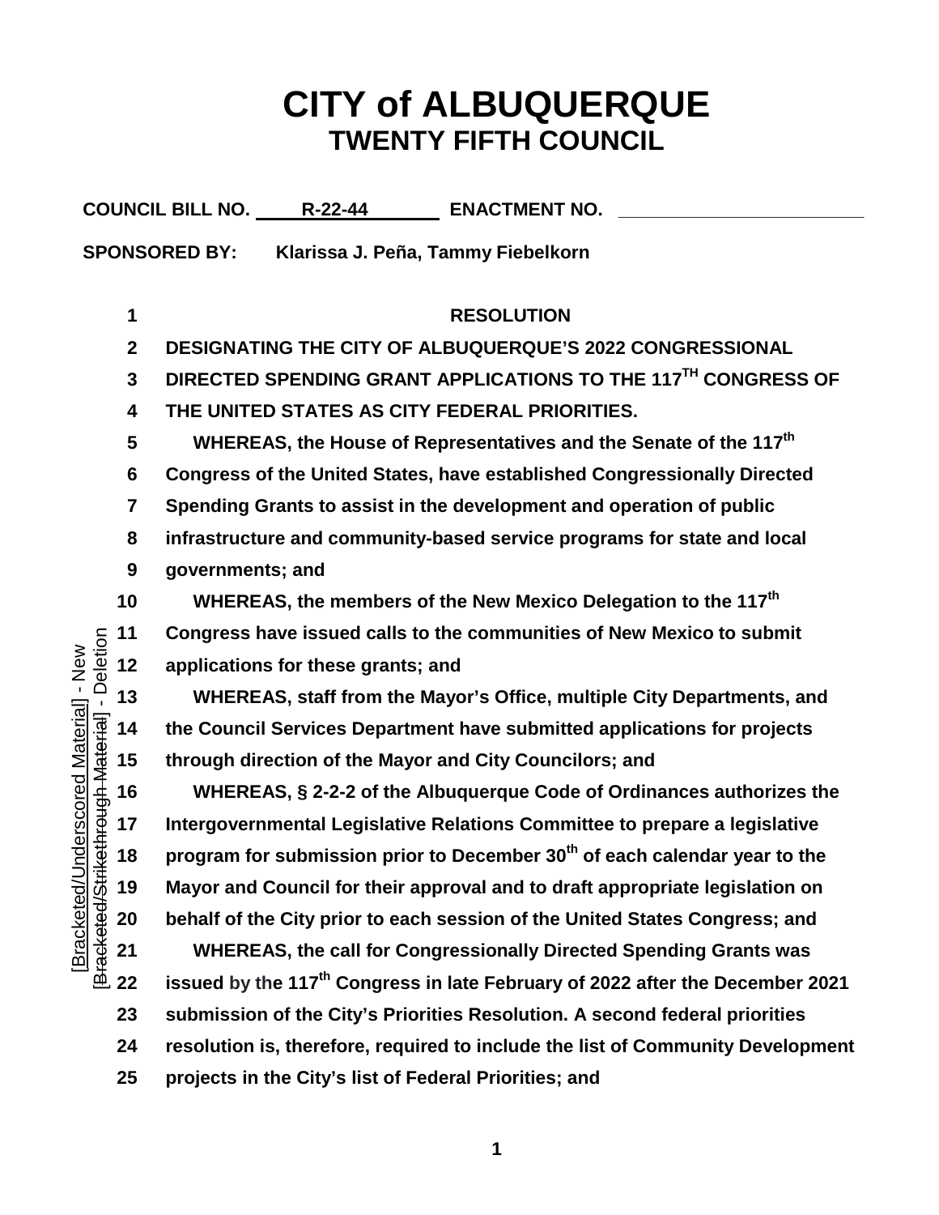# CITY of ALBUQUERQUE
## TWENTY FIFTH COUNCIL

**COUNCIL BILL NO.** R-22-44 **ENACTMENT NO.** ____________

**SPONSORED BY:** Klarissa J. Peña, Tammy Fiebelkorn

[Bracketed/Underscored Material] - New
[Bracketed/Strikethrough Material] - Deletion

**RESOLUTION**

**DESIGNATING THE CITY OF ALBUQUERQUE'S 2022 CONGRESSIONAL DIRECTED SPENDING GRANT APPLICATIONS TO THE 117TH CONGRESS OF THE UNITED STATES AS CITY FEDERAL PRIORITIES.**

WHEREAS, the House of Representatives and the Senate of the 117th Congress of the United States, have established Congressionally Directed Spending Grants to assist in the development and operation of public infrastructure and community-based service programs for state and local governments; and

WHEREAS, the members of the New Mexico Delegation to the 117th Congress have issued calls to the communities of New Mexico to submit applications for these grants; and

WHEREAS, staff from the Mayor's Office, multiple City Departments, and the Council Services Department have submitted applications for projects through direction of the Mayor and City Councilors; and

WHEREAS, § 2-2-2 of the Albuquerque Code of Ordinances authorizes the Intergovernmental Legislative Relations Committee to prepare a legislative program for submission prior to December 30th of each calendar year to the Mayor and Council for their approval and to draft appropriate legislation on behalf of the City prior to each session of the United States Congress; and

WHEREAS, the call for Congressionally Directed Spending Grants was issued by the 117th Congress in late February of 2022 after the December 2021 submission of the City's Priorities Resolution. A second federal priorities resolution is, therefore, required to include the list of Community Development projects in the City's list of Federal Priorities; and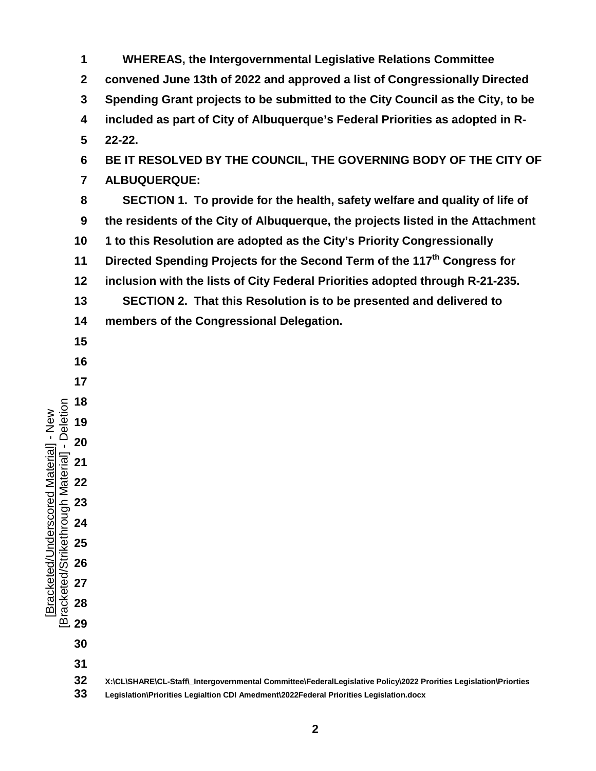**WHEREAS, the Intergovernmental Legislative Relations Committee convened June 13th of 2022 and approved a list of Congressionally Directed Spending Grant projects to be submitted to the City Council as the City, to be included as part of City of Albuquerque's Federal Priorities as adopted in R-22-22.**

**BE IT RESOLVED BY THE COUNCIL, THE GOVERNING BODY OF THE CITY OF ALBUQUERQUE:**

**SECTION 1. To provide for the health, safety welfare and quality of life of the residents of the City of Albuquerque, the projects listed in the Attachment 1 to this Resolution are adopted as the City's Priority Congressionally Directed Spending Projects for the Second Term of the 117th Congress for inclusion with the lists of City Federal Priorities adopted through R-21-235.**

**SECTION 2. That this Resolution is to be presented and delivered to members of the Congressional Delegation.**

[Bracketed/Underscored Material] - New
[Bracketed/Strikethrough Material] - Deletion

**X:\CL\SHARE\CL-Staff\_Intergovernmental Committee\FederalLegislative Policy\2022 Prorities Legislation\Priorties Legislation\Priorities Legialtion CDI Amedment\2022Federal Priorities Legislation.docx**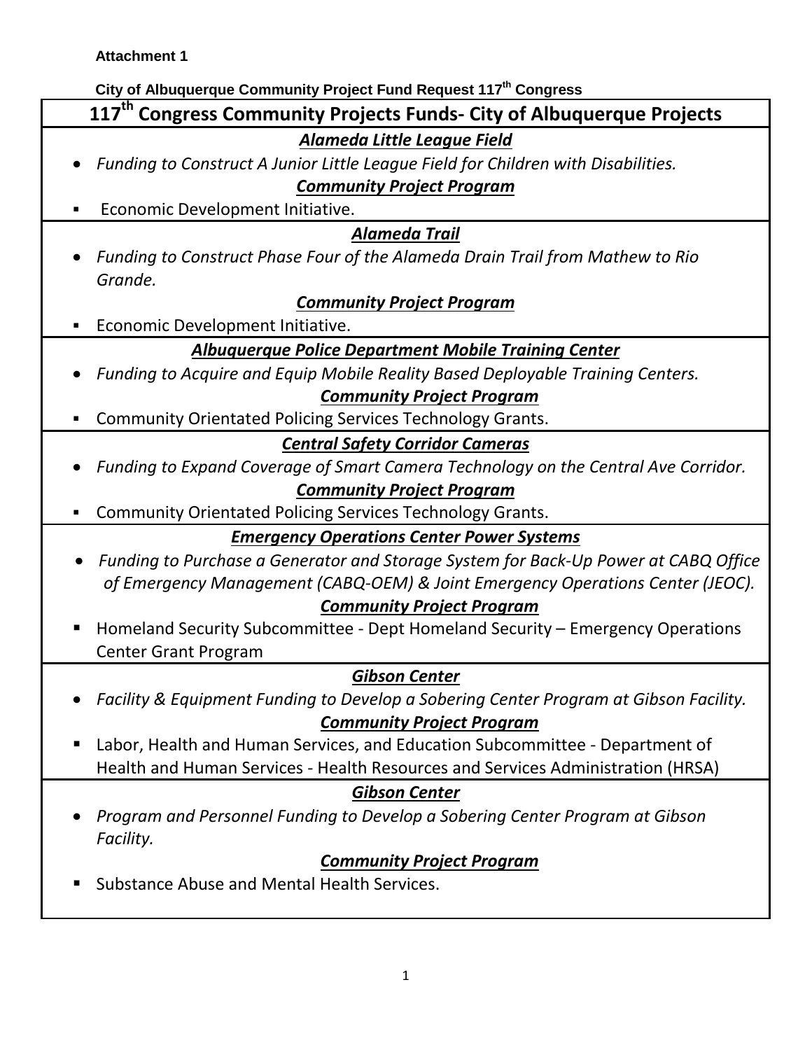**Attachment 1**

**City of Albuquerque Community Project Fund Request 117th Congress**

## 117th Congress Community Projects Funds- City of Albuquerque Projects

***Alameda Little League Field***

- *Funding to Construct A Junior Little League Field for Children with Disabilities.*

***Community Project Program***

- Economic Development Initiative.

***Alameda Trail***

- *Funding to Construct Phase Four of the Alameda Drain Trail from Mathew to Rio Grande.*

***Community Project Program***

- Economic Development Initiative.

***Albuquerque Police Department Mobile Training Center***

- *Funding to Acquire and Equip Mobile Reality Based Deployable Training Centers.*

***Community Project Program***

- Community Orientated Policing Services Technology Grants.

***Central Safety Corridor Cameras***

- *Funding to Expand Coverage of Smart Camera Technology on the Central Ave Corridor.*

***Community Project Program***

- Community Orientated Policing Services Technology Grants.

***Emergency Operations Center Power Systems***

- *Funding to Purchase a Generator and Storage System for Back-Up Power at CABQ Office of Emergency Management (CABQ-OEM) & Joint Emergency Operations Center (JEOC).*

***Community Project Program***

- Homeland Security Subcommittee - Dept Homeland Security – Emergency Operations Center Grant Program

***Gibson Center***

- *Facility & Equipment Funding to Develop a Sobering Center Program at Gibson Facility.*

***Community Project Program***

- Labor, Health and Human Services, and Education Subcommittee - Department of Health and Human Services - Health Resources and Services Administration (HRSA)

***Gibson Center***

- *Program and Personnel Funding to Develop a Sobering Center Program at Gibson Facility.*

***Community Project Program***

- Substance Abuse and Mental Health Services.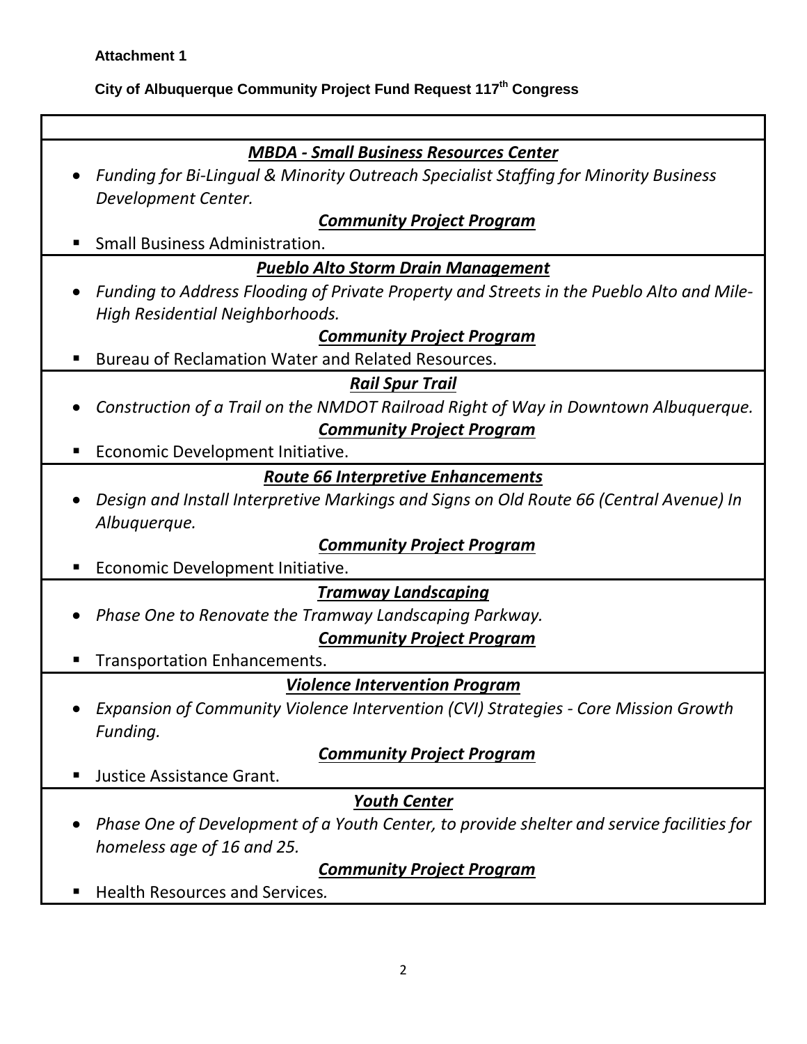**Attachment 1**

**City of Albuquerque Community Project Fund Request 117th Congress**

***MBDA - Small Business Resources Center***

- *Funding for Bi-Lingual & Minority Outreach Specialist Staffing for Minority Business Development Center.*

***Community Project Program***

- Small Business Administration.

***Pueblo Alto Storm Drain Management***

- *Funding to Address Flooding of Private Property and Streets in the Pueblo Alto and Mile-High Residential Neighborhoods.*

***Community Project Program***

- Bureau of Reclamation Water and Related Resources.

***Rail Spur Trail***

- *Construction of a Trail on the NMDOT Railroad Right of Way in Downtown Albuquerque.*

***Community Project Program***

- Economic Development Initiative.

***Route 66 Interpretive Enhancements***

- *Design and Install Interpretive Markings and Signs on Old Route 66 (Central Avenue) In Albuquerque.*

***Community Project Program***

- Economic Development Initiative.

***Tramway Landscaping***

- *Phase One to Renovate the Tramway Landscaping Parkway.*

***Community Project Program***

- Transportation Enhancements.

***Violence Intervention Program***

- *Expansion of Community Violence Intervention (CVI) Strategies - Core Mission Growth Funding.*

***Community Project Program***

- Justice Assistance Grant.

***Youth Center***

- *Phase One of Development of a Youth Center, to provide shelter and service facilities for homeless age of 16 and 25.*

***Community Project Program***

- Health Resources and Services.